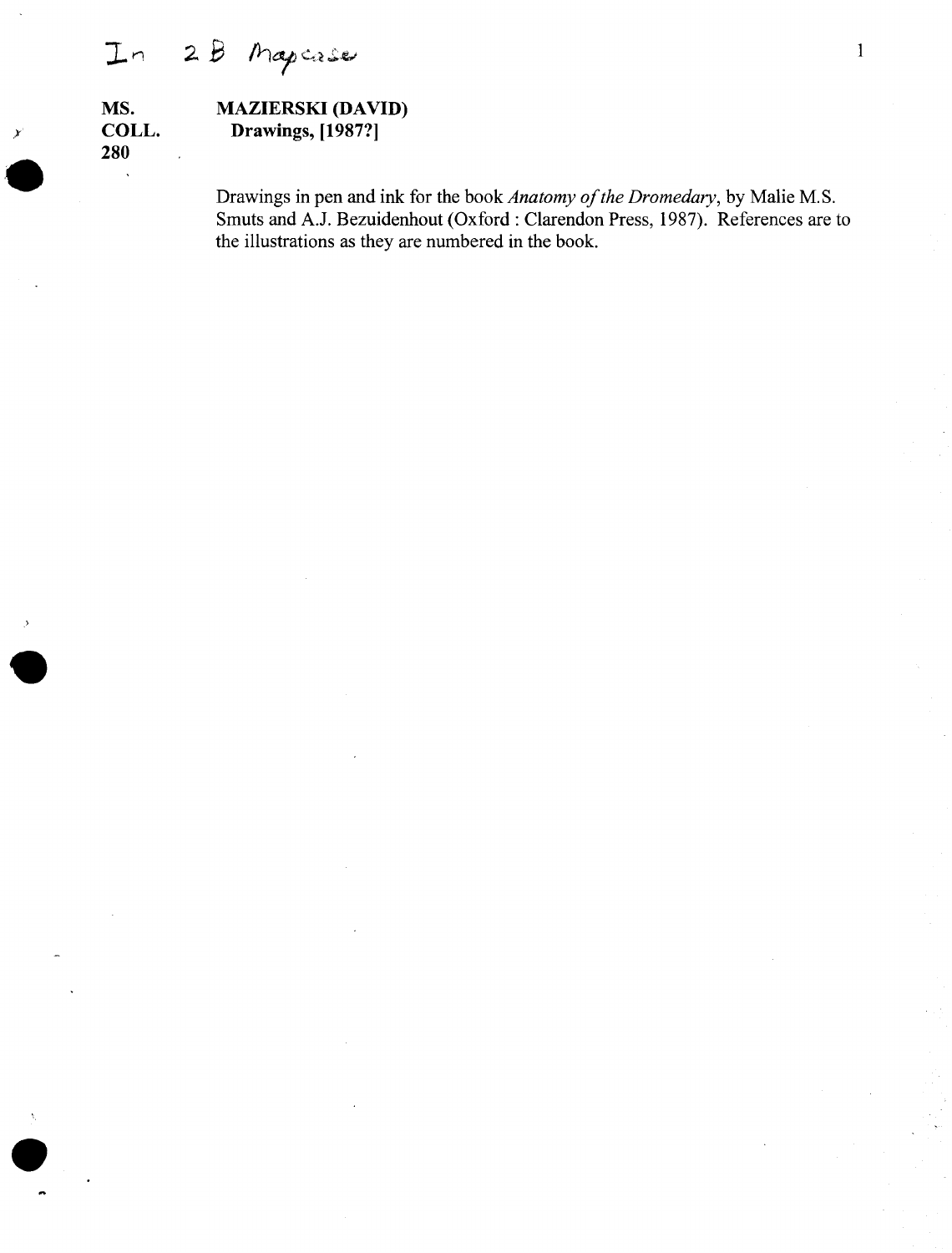In 2B Mapcase

**MS. COLL. 280**

**MAZIERSKI (DAVID)**
**Drawings, [1987?]**

Drawings in pen and ink for the book *Anatomy of the Dromedary*, by Malie M.S. Smuts and A.J. Bezuidenhout (Oxford : Clarendon Press, 1987). References are to the illustrations as they are numbered in the book.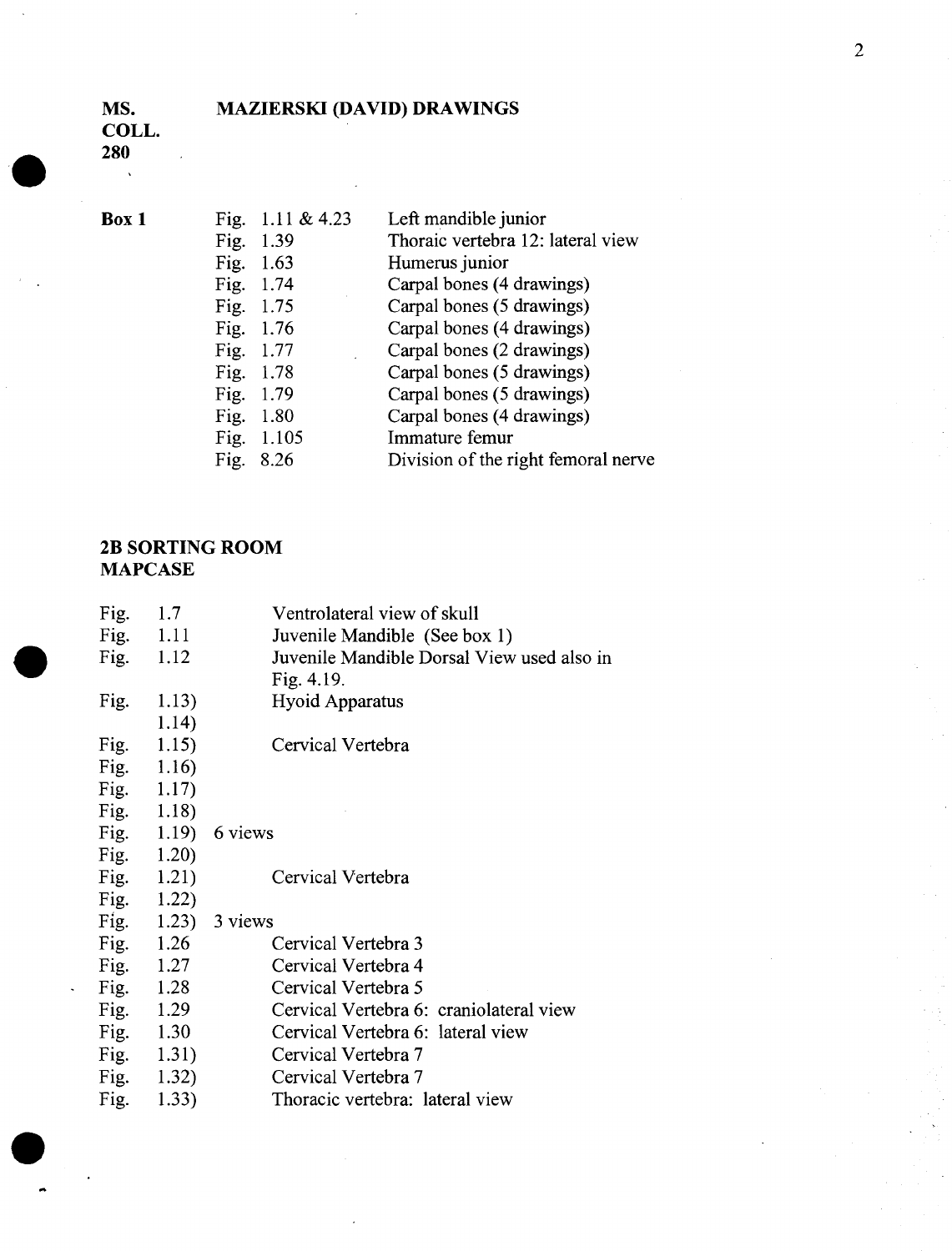**MS. COLL. 280** — **MAZIERSKI (DAVID) DRAWINGS**

**Box 1**

| | | |
|---|---|---|
| Fig. | 1.11 & 4.23 | Left mandible junior |
| Fig. | 1.39 | Thoracic vertebra 12: lateral view |
| Fig. | 1.63 | Humerus junior |
| Fig. | 1.74 | Carpal bones (4 drawings) |
| Fig. | 1.75 | Carpal bones (5 drawings) |
| Fig. | 1.76 | Carpal bones (4 drawings) |
| Fig. | 1.77 | Carpal bones (2 drawings) |
| Fig. | 1.78 | Carpal bones (5 drawings) |
| Fig. | 1.79 | Carpal bones (5 drawings) |
| Fig. | 1.80 | Carpal bones (4 drawings) |
| Fig. | 1.105 | Immature femur |
| Fig. | 8.26 | Division of the right femoral nerve |

## 2B SORTING ROOM MAPCASE

| | | | |
|---|---|---|---|
| Fig. | 1.7 | | Ventrolateral view of skull |
| Fig. | 1.11 | | Juvenile Mandible (See box 1) |
| Fig. | 1.12 | | Juvenile Mandible Dorsal View used also in Fig. 4.19. |
| Fig. | 1.13) | | Hyoid Apparatus |
| | 1.14) | | |
| Fig. | 1.15) | | Cervical Vertebra |
| Fig. | 1.16) | | |
| Fig. | 1.17) | | |
| Fig. | 1.18) | | |
| Fig. | 1.19) | 6 views | |
| Fig. | 1.20) | | |
| Fig. | 1.21) | | Cervical Vertebra |
| Fig. | 1.22) | | |
| Fig. | 1.23) | 3 views | |
| Fig. | 1.26 | | Cervical Vertebra 3 |
| Fig. | 1.27 | | Cervical Vertebra 4 |
| Fig. | 1.28 | | Cervical Vertebra 5 |
| Fig. | 1.29 | | Cervical Vertebra 6: craniolateral view |
| Fig. | 1.30 | | Cervical Vertebra 6: lateral view |
| Fig. | 1.31) | | Cervical Vertebra 7 |
| Fig. | 1.32) | | Cervical Vertebra 7 |
| Fig. | 1.33) | | Thoracic vertebra: lateral view |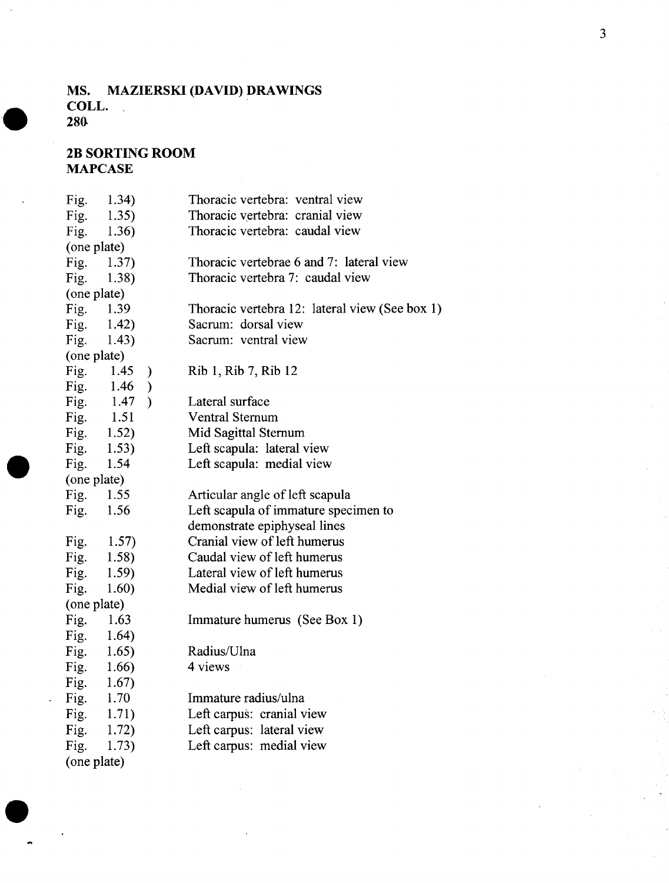**MS. MAZIERSKI (DAVID) DRAWINGS**
**COLL.**
**280**

**2B SORTING ROOM**
**MAPCASE**

| | |
|---|---|
| Fig. 1.34) | Thoracic vertebra: ventral view |
| Fig. 1.35) | Thoracic vertebra: cranial view |
| Fig. 1.36) | Thoracic vertebra: caudal view |
| (one plate) | |
| Fig. 1.37) | Thoracic vertebrae 6 and 7: lateral view |
| Fig. 1.38) | Thoracic vertebra 7: caudal view |
| (one plate) | |
| Fig. 1.39 | Thoracic vertebra 12: lateral view (See box 1) |
| Fig. 1.42) | Sacrum: dorsal view |
| Fig. 1.43) | Sacrum: ventral view |
| (one plate) | |
| Fig. 1.45 ) | Rib 1, Rib 7, Rib 12 |
| Fig. 1.46 ) | |
| Fig. 1.47 ) | Lateral surface |
| Fig. 1.51 | Ventral Sternum |
| Fig. 1.52) | Mid Sagittal Sternum |
| Fig. 1.53) | Left scapula: lateral view |
| Fig. 1.54 | Left scapula: medial view |
| (one plate) | |
| Fig. 1.55 | Articular angle of left scapula |
| Fig. 1.56 | Left scapula of immature specimen to demonstrate epiphyseal lines |
| Fig. 1.57) | Cranial view of left humerus |
| Fig. 1.58) | Caudal view of left humerus |
| Fig. 1.59) | Lateral view of left humerus |
| Fig. 1.60) | Medial view of left humerus |
| (one plate) | |
| Fig. 1.63 | Immature humerus (See Box 1) |
| Fig. 1.64) | |
| Fig. 1.65) | Radius/Ulna |
| Fig. 1.66) | 4 views |
| Fig. 1.67) | |
| Fig. 1.70 | Immature radius/ulna |
| Fig. 1.71) | Left carpus: cranial view |
| Fig. 1.72) | Left carpus: lateral view |
| Fig. 1.73) | Left carpus: medial view |
| (one plate) | |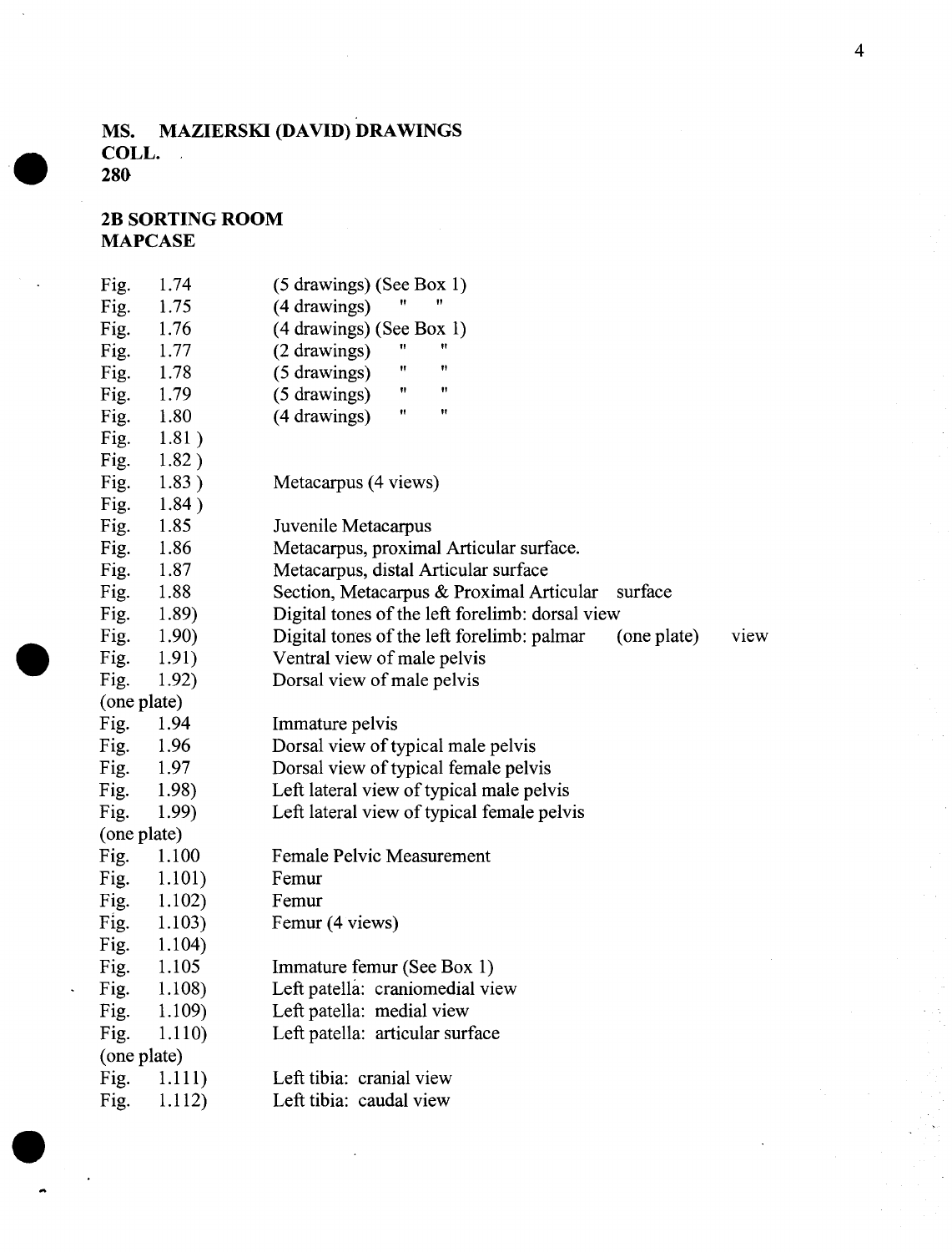**MS. MAZIERSKI (DAVID) DRAWINGS**
**COLL.**
**280**

**2B SORTING ROOM**
**MAPCASE**

| | | |
|---|---|---|
| Fig. | 1.74 | (5 drawings) (See Box 1) |
| Fig. | 1.75 | (4 drawings) " " |
| Fig. | 1.76 | (4 drawings) (See Box 1) |
| Fig. | 1.77 | (2 drawings) " " |
| Fig. | 1.78 | (5 drawings) " " |
| Fig. | 1.79 | (5 drawings) " " |
| Fig. | 1.80 | (4 drawings) " " |
| Fig. | 1.81 ) | |
| Fig. | 1.82 ) | |
| Fig. | 1.83 ) | Metacarpus (4 views) |
| Fig. | 1.84 ) | |
| Fig. | 1.85 | Juvenile Metacarpus |
| Fig. | 1.86 | Metacarpus, proximal Articular surface. |
| Fig. | 1.87 | Metacarpus, distal Articular surface |
| Fig. | 1.88 | Section, Metacarpus & Proximal Articular surface |
| Fig. | 1.89) | Digital tones of the left forelimb: dorsal view |
| Fig. | 1.90) | Digital tones of the left forelimb: palmar (one plate) view |
| Fig. | 1.91) | Ventral view of male pelvis |
| Fig. | 1.92) | Dorsal view of male pelvis |
| (one plate) | | |
| Fig. | 1.94 | Immature pelvis |
| Fig. | 1.96 | Dorsal view of typical male pelvis |
| Fig. | 1.97 | Dorsal view of typical female pelvis |
| Fig. | 1.98) | Left lateral view of typical male pelvis |
| Fig. | 1.99) | Left lateral view of typical female pelvis |
| (one plate) | | |
| Fig. | 1.100 | Female Pelvic Measurement |
| Fig. | 1.101) | Femur |
| Fig. | 1.102) | Femur |
| Fig. | 1.103) | Femur (4 views) |
| Fig. | 1.104) | |
| Fig. | 1.105 | Immature femur (See Box 1) |
| Fig. | 1.108) | Left patella: craniomedial view |
| Fig. | 1.109) | Left patella: medial view |
| Fig. | 1.110) | Left patella: articular surface |
| (one plate) | | |
| Fig. | 1.111) | Left tibia: cranial view |
| Fig. | 1.112) | Left tibia: caudal view |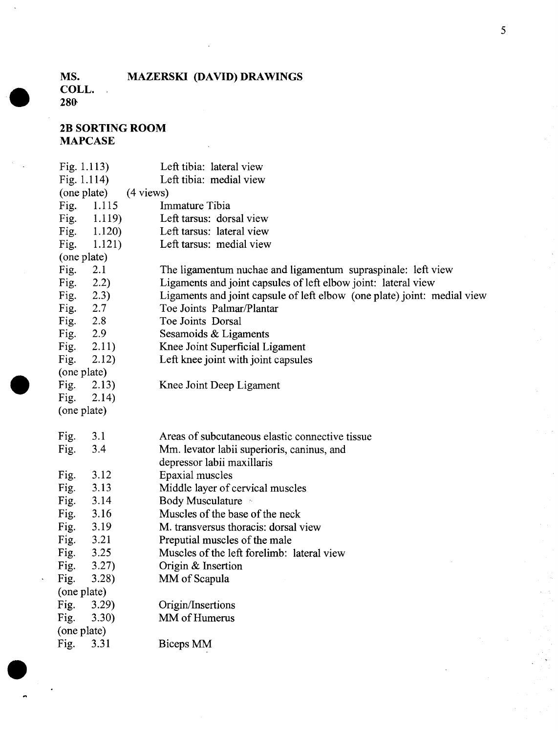**MS. COLL. 280** **MAZERSKI (DAVID) DRAWINGS**

**2B SORTING ROOM MAPCASE**

| | |
|---|---|
| Fig. 1.113) | Left tibia: lateral view |
| Fig. 1.114) | Left tibia: medial view |
| (one plate) | (4 views) |
| Fig. 1.115 | Immature Tibia |
| Fig. 1.119) | Left tarsus: dorsal view |
| Fig. 1.120) | Left tarsus: lateral view |
| Fig. 1.121) | Left tarsus: medial view |
| (one plate) | |
| Fig. 2.1 | The ligamentum nuchae and ligamentum supraspinale: left view |
| Fig. 2.2) | Ligaments and joint capsules of left elbow joint: lateral view |
| Fig. 2.3) | Ligaments and joint capsule of left elbow (one plate) joint: medial view |
| Fig. 2.7 | Toe Joints Palmar/Plantar |
| Fig. 2.8 | Toe Joints Dorsal |
| Fig. 2.9 | Sesamoids & Ligaments |
| Fig. 2.11) | Knee Joint Superficial Ligament |
| Fig. 2.12) | Left knee joint with joint capsules |
| (one plate) | |
| Fig. 2.13) | Knee Joint Deep Ligament |
| Fig. 2.14) | |
| (one plate) | |
| Fig. 3.1 | Areas of subcutaneous elastic connective tissue |
| Fig. 3.4 | Mm. levator labii superioris, caninus, and depressor labii maxillaris |
| Fig. 3.12 | Epaxial muscles |
| Fig. 3.13 | Middle layer of cervical muscles |
| Fig. 3.14 | Body Musculature |
| Fig. 3.16 | Muscles of the base of the neck |
| Fig. 3.19 | M. transversus thoracis: dorsal view |
| Fig. 3.21 | Preputial muscles of the male |
| Fig. 3.25 | Muscles of the left forelimb: lateral view |
| Fig. 3.27) | Origin & Insertion |
| Fig. 3.28) | MM of Scapula |
| (one plate) | |
| Fig. 3.29) | Origin/Insertions |
| Fig. 3.30) | MM of Humerus |
| (one plate) | |
| Fig. 3.31 | Biceps MM |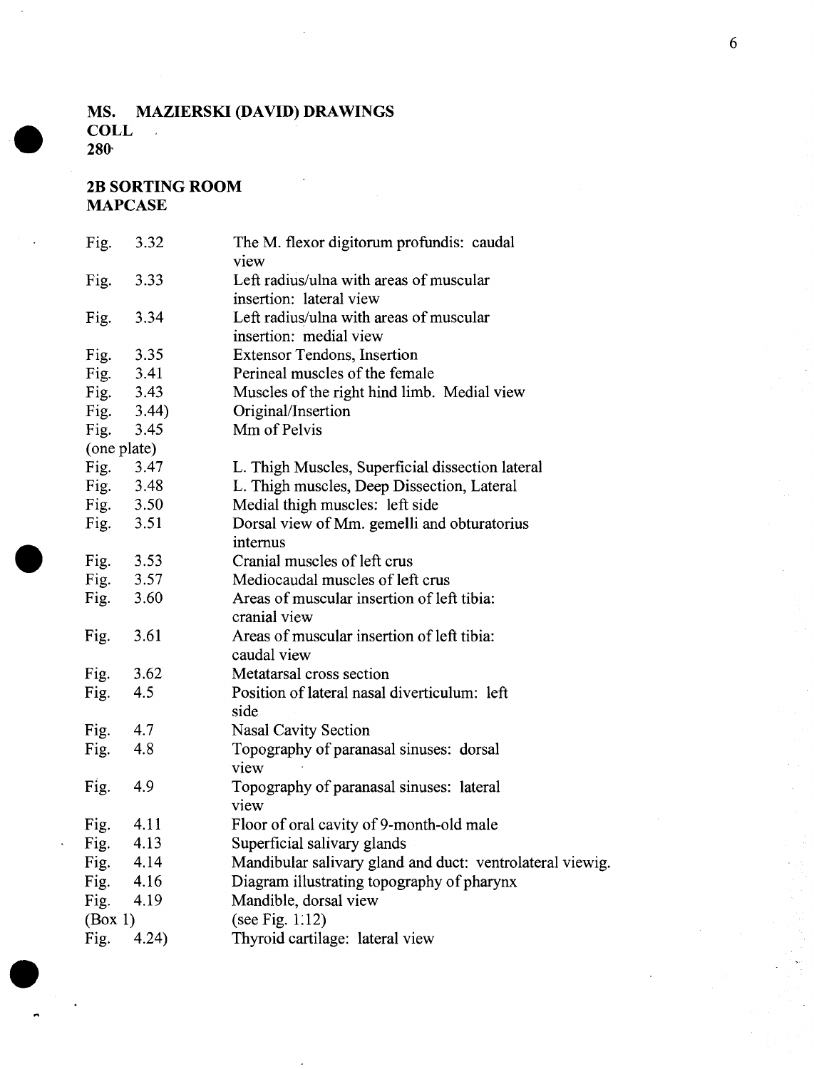**MS. MAZIERSKI (DAVID) DRAWINGS**
**COLL**
**280**

**2B SORTING ROOM**
**MAPCASE**

| | | |
|---|---|---|
| Fig. | 3.32 | The M. flexor digitorum profundis: caudal view |
| Fig. | 3.33 | Left radius/ulna with areas of muscular insertion: lateral view |
| Fig. | 3.34 | Left radius/ulna with areas of muscular insertion: medial view |
| Fig. | 3.35 | Extensor Tendons, Insertion |
| Fig. | 3.41 | Perineal muscles of the female |
| Fig. | 3.43 | Muscles of the right hind limb. Medial view |
| Fig. | 3.44) | Original/Insertion |
| Fig. | 3.45 | Mm of Pelvis |
| (one plate) | | |
| Fig. | 3.47 | L. Thigh Muscles, Superficial dissection lateral |
| Fig. | 3.48 | L. Thigh muscles, Deep Dissection, Lateral |
| Fig. | 3.50 | Medial thigh muscles: left side |
| Fig. | 3.51 | Dorsal view of Mm. gemelli and obturatorius internus |
| Fig. | 3.53 | Cranial muscles of left crus |
| Fig. | 3.57 | Mediocaudal muscles of left crus |
| Fig. | 3.60 | Areas of muscular insertion of left tibia: cranial view |
| Fig. | 3.61 | Areas of muscular insertion of left tibia: caudal view |
| Fig. | 3.62 | Metatarsal cross section |
| Fig. | 4.5 | Position of lateral nasal diverticulum: left side |
| Fig. | 4.7 | Nasal Cavity Section |
| Fig. | 4.8 | Topography of paranasal sinuses: dorsal view |
| Fig. | 4.9 | Topography of paranasal sinuses: lateral view |
| Fig. | 4.11 | Floor of oral cavity of 9-month-old male |
| Fig. | 4.13 | Superficial salivary glands |
| Fig. | 4.14 | Mandibular salivary gland and duct: ventrolateral viewig. |
| Fig. | 4.16 | Diagram illustrating topography of pharynx |
| Fig. | 4.19 | Mandible, dorsal view |
| (Box 1) | | (see Fig. 1:12) |
| Fig. | 4.24) | Thyroid cartilage: lateral view |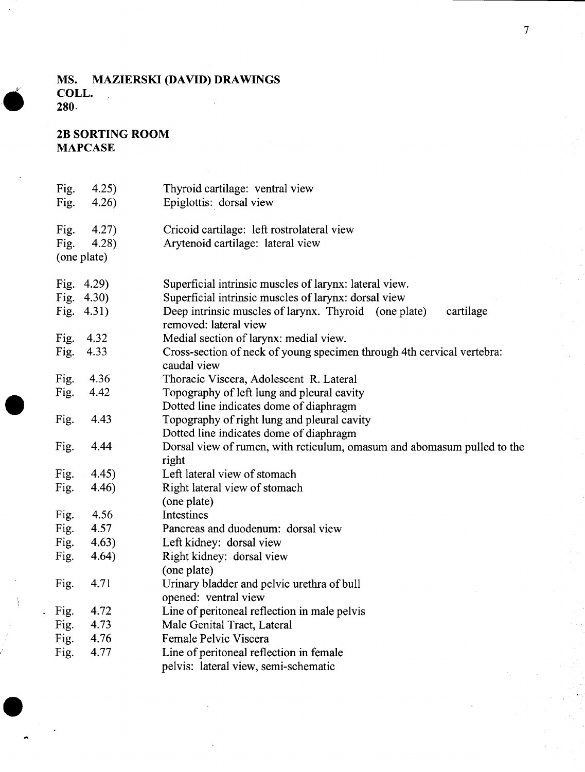**MS. MAZIERSKI (DAVID) DRAWINGS**
**COLL.**
**280.**

**2B SORTING ROOM**
**MAPCASE**

| | |
|---|---|
| Fig. 4.25) | Thyroid cartilage: ventral view |
| Fig. 4.26) | Epiglottis: dorsal view |
| Fig. 4.27) | Cricoid cartilage: left rostrolateral view |
| Fig. 4.28) (one plate) | Arytenoid cartilage: lateral view |
| Fig. 4.29) | Superficial intrinsic muscles of larynx: lateral view. |
| Fig. 4.30) | Superficial intrinsic muscles of larynx: dorsal view |
| Fig. 4.31) | Deep intrinsic muscles of larynx. Thyroid (one plate) cartilage removed: lateral view |
| Fig. 4.32 | Medial section of larynx: medial view. |
| Fig. 4.33 | Cross-section of neck of young specimen through 4th cervical vertebra: caudal view |
| Fig. 4.36 | Thoracic Viscera, Adolescent R. Lateral |
| Fig. 4.42 | Topography of left lung and pleural cavity<br>Dotted line indicates dome of diaphragm |
| Fig. 4.43 | Topography of right lung and pleural cavity<br>Dotted line indicates dome of diaphragm |
| Fig. 4.44 | Dorsal view of rumen, with reticulum, omasum and abomasum pulled to the right |
| Fig. 4.45) | Left lateral view of stomach |
| Fig. 4.46) | Right lateral view of stomach<br>(one plate) |
| Fig. 4.56 | Intestines |
| Fig. 4.57 | Pancreas and duodenum: dorsal view |
| Fig. 4.63) | Left kidney: dorsal view |
| Fig. 4.64) | Right kidney: dorsal view<br>(one plate) |
| Fig. 4.71 | Urinary bladder and pelvic urethra of bull opened: ventral view |
| Fig. 4.72 | Line of peritoneal reflection in male pelvis |
| Fig. 4.73 | Male Genital Tract, Lateral |
| Fig. 4.76 | Female Pelvic Viscera |
| Fig. 4.77 | Line of peritoneal reflection in female pelvis: lateral view, semi-schematic |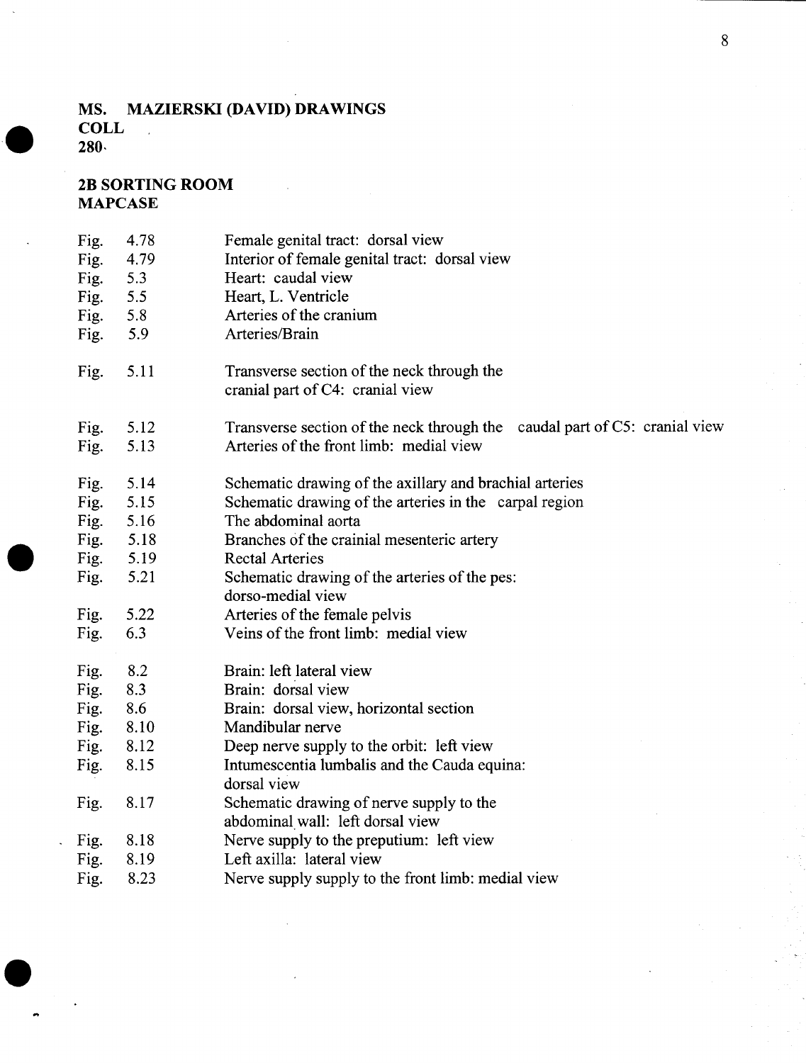**MS. MAZIERSKI (DAVID) DRAWINGS**
**COLL**
**280**

**2B SORTING ROOM**
**MAPCASE**

| | | |
|---|---|---|
| Fig. | 4.78 | Female genital tract: dorsal view |
| Fig. | 4.79 | Interior of female genital tract: dorsal view |
| Fig. | 5.3 | Heart: caudal view |
| Fig. | 5.5 | Heart, L. Ventricle |
| Fig. | 5.8 | Arteries of the cranium |
| Fig. | 5.9 | Arteries/Brain |
| Fig. | 5.11 | Transverse section of the neck through the cranial part of C4: cranial view |
| Fig. | 5.12 | Transverse section of the neck through the caudal part of C5: cranial view |
| Fig. | 5.13 | Arteries of the front limb: medial view |
| Fig. | 5.14 | Schematic drawing of the axillary and brachial arteries |
| Fig. | 5.15 | Schematic drawing of the arteries in the carpal region |
| Fig. | 5.16 | The abdominal aorta |
| Fig. | 5.18 | Branches of the crainial mesenteric artery |
| Fig. | 5.19 | Rectal Arteries |
| Fig. | 5.21 | Schematic drawing of the arteries of the pes: dorso-medial view |
| Fig. | 5.22 | Arteries of the female pelvis |
| Fig. | 6.3 | Veins of the front limb: medial view |
| Fig. | 8.2 | Brain: left lateral view |
| Fig. | 8.3 | Brain: dorsal view |
| Fig. | 8.6 | Brain: dorsal view, horizontal section |
| Fig. | 8.10 | Mandibular nerve |
| Fig. | 8.12 | Deep nerve supply to the orbit: left view |
| Fig. | 8.15 | Intumescentia lumbalis and the Cauda equina: dorsal view |
| Fig. | 8.17 | Schematic drawing of nerve supply to the abdominal wall: left dorsal view |
| Fig. | 8.18 | Nerve supply to the preputium: left view |
| Fig. | 8.19 | Left axilla: lateral view |
| Fig. | 8.23 | Nerve supply supply to the front limb: medial view |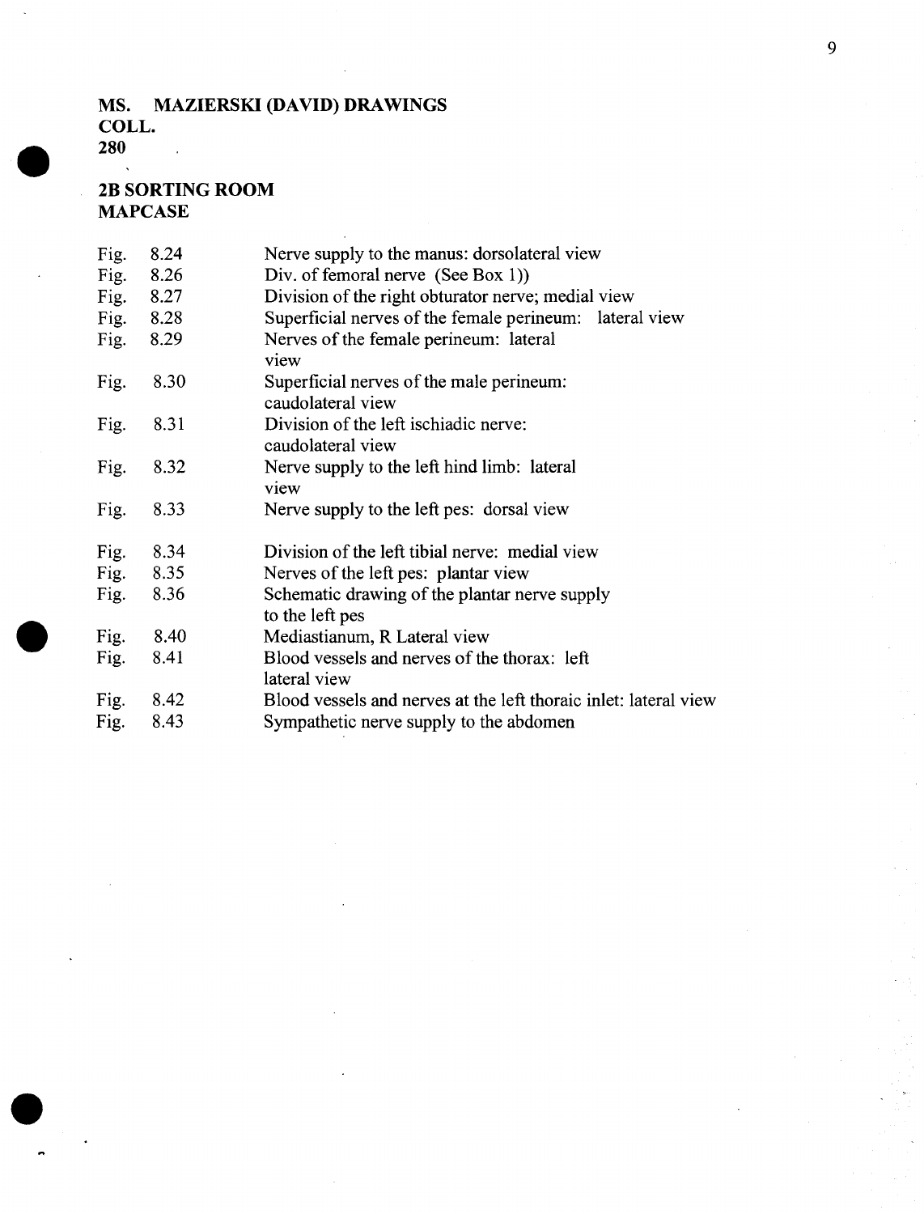**MS. COLL. 280 MAZIERSKI (DAVID) DRAWINGS**

**2B SORTING ROOM MAPCASE**

| | |
|---|---|
| Fig. 8.24 | Nerve supply to the manus: dorsolateral view |
| Fig. 8.26 | Div. of femoral nerve (See Box 1)) |
| Fig. 8.27 | Division of the right obturator nerve; medial view |
| Fig. 8.28 | Superficial nerves of the female perineum: lateral view |
| Fig. 8.29 | Nerves of the female perineum: lateral view |
| Fig. 8.30 | Superficial nerves of the male perineum: caudolateral view |
| Fig. 8.31 | Division of the left ischiadic nerve: caudolateral view |
| Fig. 8.32 | Nerve supply to the left hind limb: lateral view |
| Fig. 8.33 | Nerve supply to the left pes: dorsal view |
| Fig. 8.34 | Division of the left tibial nerve: medial view |
| Fig. 8.35 | Nerves of the left pes: plantar view |
| Fig. 8.36 | Schematic drawing of the plantar nerve supply to the left pes |
| Fig. 8.40 | Mediastianum, R Lateral view |
| Fig. 8.41 | Blood vessels and nerves of the thorax: left lateral view |
| Fig. 8.42 | Blood vessels and nerves at the left thoracic inlet: lateral view |
| Fig. 8.43 | Sympathetic nerve supply to the abdomen |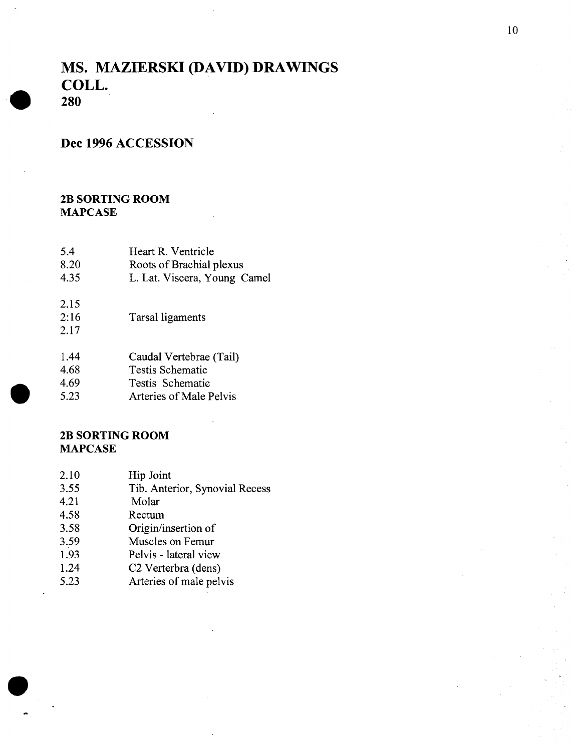# MS. MAZIERSKI (DAVID) DRAWINGS COLL. 280

## Dec 1996 ACCESSION

### 2B SORTING ROOM MAPCASE

| | |
|---|---|
| 5.4 | Heart R. Ventricle |
| 8.20 | Roots of Brachial plexus |
| 4.35 | L. Lat. Viscera, Young Camel |
| 2.15 | |
| 2:16 | Tarsal ligaments |
| 2.17 | |
| 1.44 | Caudal Vertebrae (Tail) |
| 4.68 | Testis Schematic |
| 4.69 | Testis Schematic |
| 5.23 | Arteries of Male Pelvis |

### 2B SORTING ROOM MAPCASE

| | |
|---|---|
| 2.10 | Hip Joint |
| 3.55 | Tib. Anterior, Synovial Recess |
| 4.21 | Molar |
| 4.58 | Rectum |
| 3.58 | Origin/insertion of |
| 3.59 | Muscles on Femur |
| 1.93 | Pelvis - lateral view |
| 1.24 | C2 Verterbra (dens) |
| 5.23 | Arteries of male pelvis |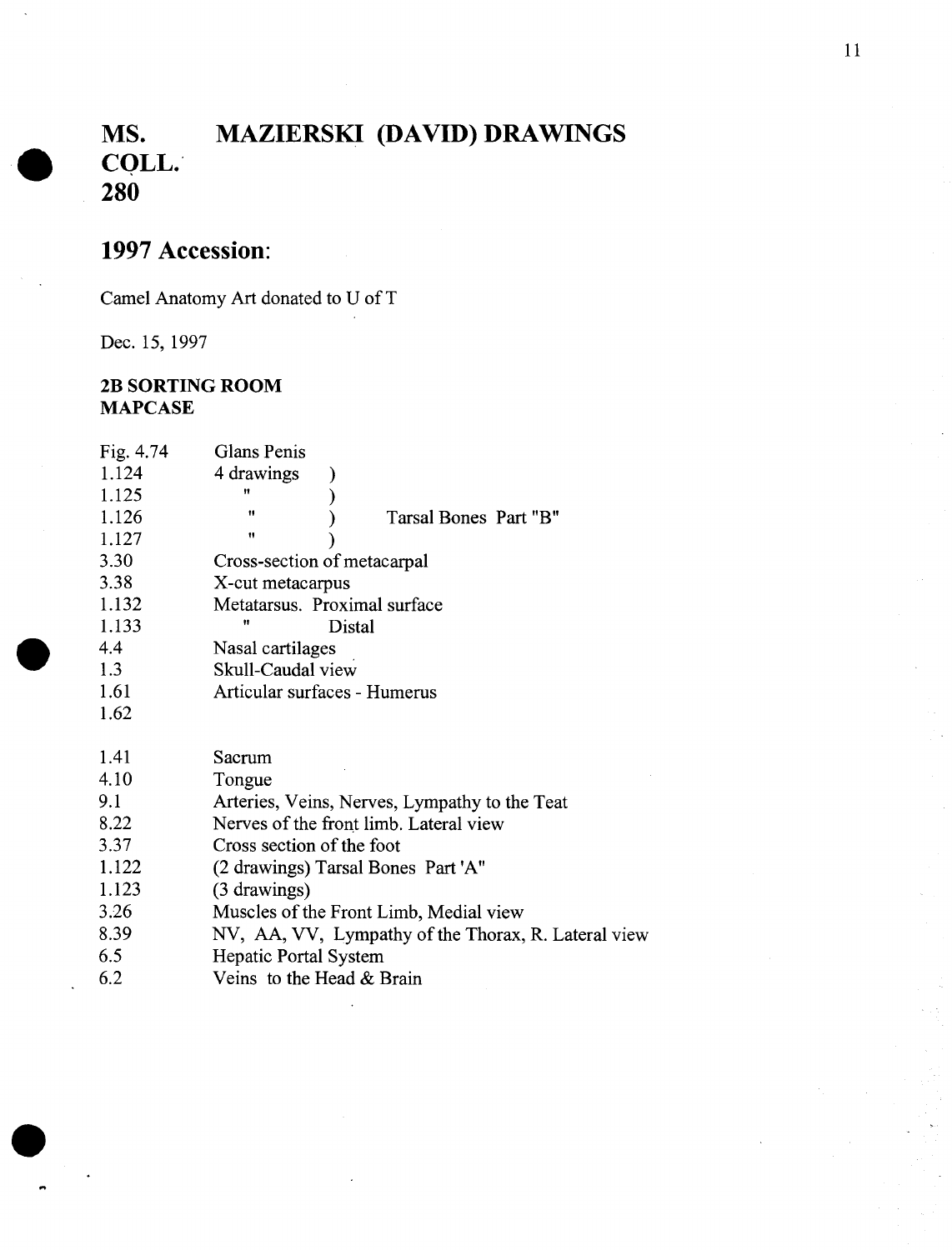# MS. COLL. 280 — MAZIERSKI (DAVID) DRAWINGS

## 1997 Accession:

Camel Anatomy Art donated to U of T

Dec. 15, 1997

**2B SORTING ROOM**
**MAPCASE**

| | | |
|---|---|---|
| Fig. 4.74 | Glans Penis | |
| 1.124 | 4 drawings ) | |
| 1.125 | " ) | |
| 1.126 | " ) | Tarsal Bones Part "B" |
| 1.127 | " ) | |
| 3.30 | Cross-section of metacarpal | |
| 3.38 | X-cut metacarpus | |
| 1.132 | Metatarsus. Proximal surface | |
| 1.133 | " Distal | |
| 4.4 | Nasal cartilages | |
| 1.3 | Skull-Caudal view | |
| 1.61 | Articular surfaces - Humerus | |
| 1.62 | | |
| 1.41 | Sacrum | |
| 4.10 | Tongue | |
| 9.1 | Arteries, Veins, Nerves, Lympathy to the Teat | |
| 8.22 | Nerves of the front limb. Lateral view | |
| 3.37 | Cross section of the foot | |
| 1.122 | (2 drawings) Tarsal Bones Part 'A" | |
| 1.123 | (3 drawings) | |
| 3.26 | Muscles of the Front Limb, Medial view | |
| 8.39 | NV, AA, VV, Lympathy of the Thorax, R. Lateral view | |
| 6.5 | Hepatic Portal System | |
| 6.2 | Veins to the Head & Brain | |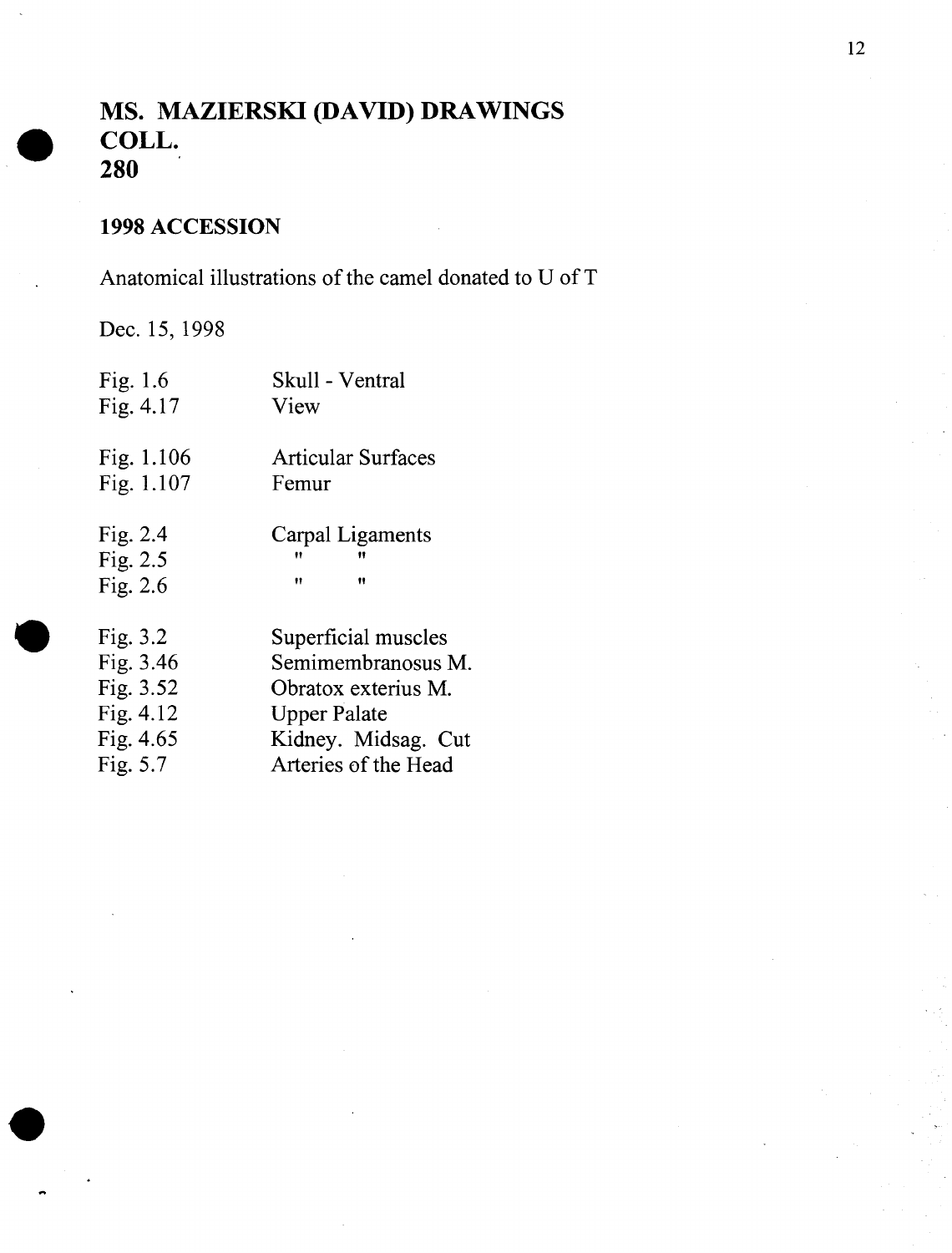# MS. MAZIERSKI (DAVID) DRAWINGS COLL. 280

## 1998 ACCESSION

Anatomical illustrations of the camel donated to U of T

Dec. 15, 1998

| | |
|---|---|
| Fig. 1.6 | Skull - Ventral |
| Fig. 4.17 | View |
| Fig. 1.106 | Articular Surfaces |
| Fig. 1.107 | Femur |
| Fig. 2.4 | Carpal Ligaments |
| Fig. 2.5 | " " |
| Fig. 2.6 | " " |
| Fig. 3.2 | Superficial muscles |
| Fig. 3.46 | Semimembranosus M. |
| Fig. 3.52 | Obratox exterius M. |
| Fig. 4.12 | Upper Palate |
| Fig. 4.65 | Kidney. Midsag. Cut |
| Fig. 5.7 | Arteries of the Head |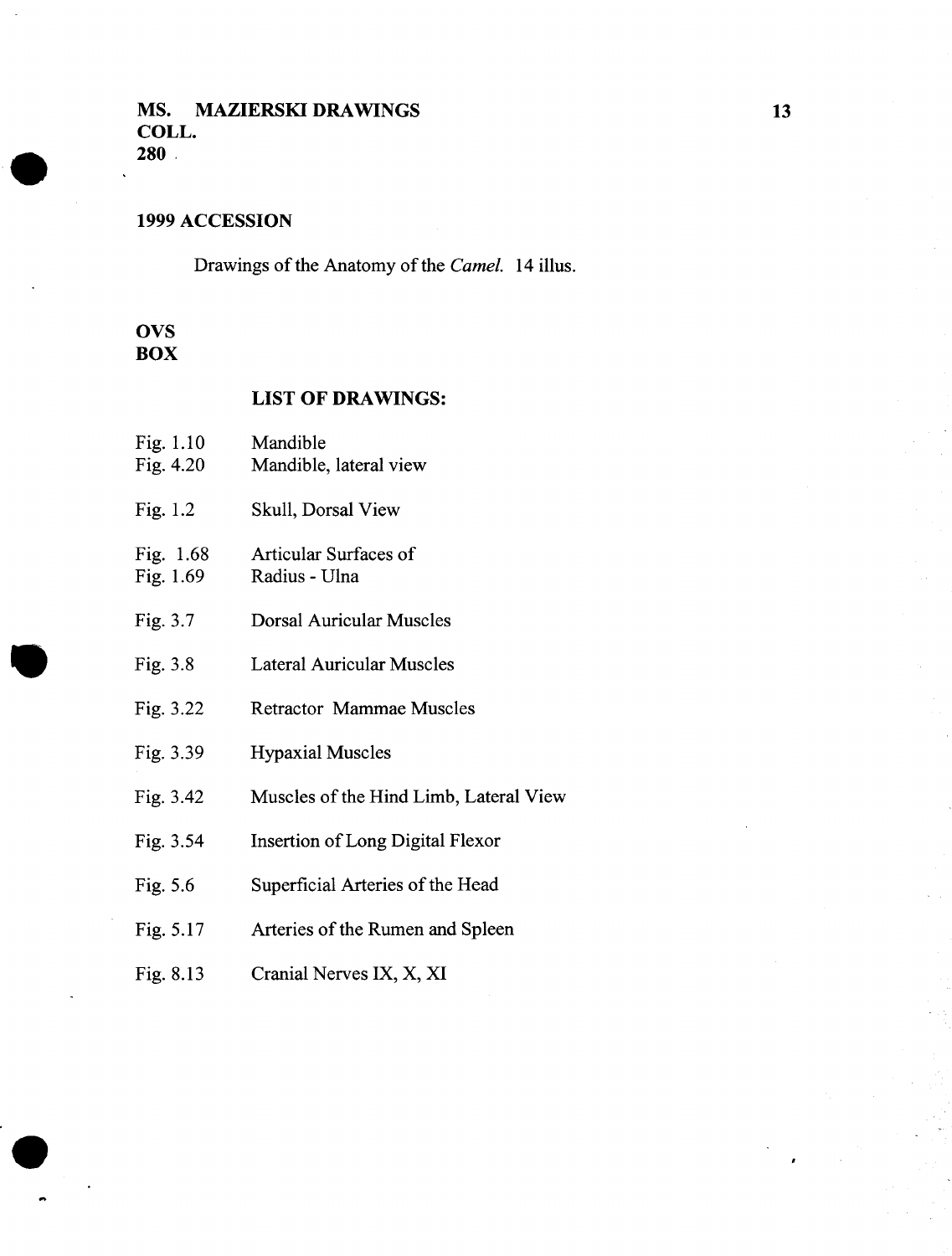**MS. COLL. 280** **MAZIERSKI DRAWINGS**

**1999 ACCESSION**

Drawings of the Anatomy of the *Camel.* 14 illus.

**OVS BOX**

**LIST OF DRAWINGS:**

| | |
|---|---|
| Fig. 1.10 | Mandible |
| Fig. 4.20 | Mandible, lateral view |
| Fig. 1.2 | Skull, Dorsal View |
| Fig. 1.68 | Articular Surfaces of |
| Fig. 1.69 | Radius - Ulna |
| Fig. 3.7 | Dorsal Auricular Muscles |
| Fig. 3.8 | Lateral Auricular Muscles |
| Fig. 3.22 | Retractor Mammae Muscles |
| Fig. 3.39 | Hypaxial Muscles |
| Fig. 3.42 | Muscles of the Hind Limb, Lateral View |
| Fig. 3.54 | Insertion of Long Digital Flexor |
| Fig. 5.6 | Superficial Arteries of the Head |
| Fig. 5.17 | Arteries of the Rumen and Spleen |
| Fig. 8.13 | Cranial Nerves IX, X, XI |